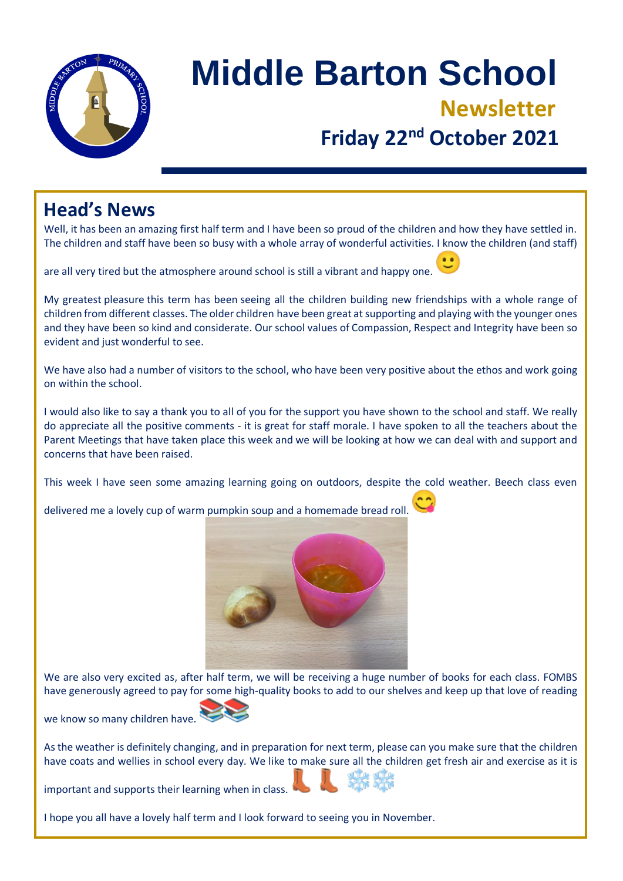# Middle Barton School

## Newsletter

## Friday 22nd October 2021

## Head's News

Well, it has been an amazing first half term and I have been so proud of the children and how they have settled in. The children and staff have been so busy with a whole array of wonderful activities. I know the children (and staff) are all very tired but the atmosphere around school is still a vibrant and happy one. 🙂

My greatest pleasure this term has been seeing all the children building new friendships with a whole range of children from different classes. The older children have been great at supporting and playing with the younger ones and they have been so kind and considerate. Our school values of Compassion, Respect and Integrity have been so evident and just wonderful to see.

We have also had a number of visitors to the school, who have been very positive about the ethos and work going on within the school.

I would also like to say a thank you to all of you for the support you have shown to the school and staff. We really do appreciate all the positive comments - it is great for staff morale. I have spoken to all the teachers about the Parent Meetings that have taken place this week and we will be looking at how we can deal with and support and concerns that have been raised.

This week I have seen some amazing learning going on outdoors, despite the cold weather. Beech class even delivered me a lovely cup of warm pumpkin soup and a homemade bread roll. 😋

We are also very excited as, after half term, we will be receiving a huge number of books for each class. FOMBS have generously agreed to pay for some high-quality books to add to our shelves and keep up that love of reading we know so many children have. 📚📚

As the weather is definitely changing, and in preparation for next term, please can you make sure that the children have coats and wellies in school every day. We like to make sure all the children get fresh air and exercise as it is important and supports their learning when in class. 👢👢❄️❄️

I hope you all have a lovely half term and I look forward to seeing you in November.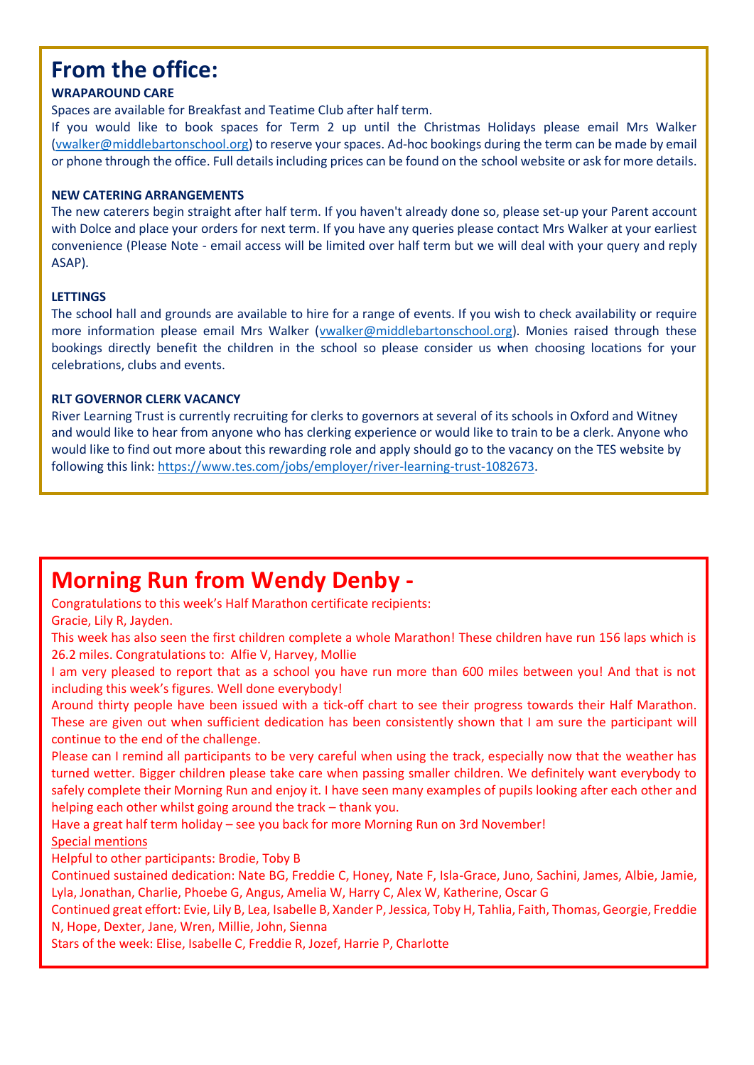# From the office:

**WRAPAROUND CARE**

Spaces are available for Breakfast and Teatime Club after half term.

If you would like to book spaces for Term 2 up until the Christmas Holidays please email Mrs Walker (vwalker@middlebartonschool.org) to reserve your spaces. Ad-hoc bookings during the term can be made by email or phone through the office. Full details including prices can be found on the school website or ask for more details.

**NEW CATERING ARRANGEMENTS**

The new caterers begin straight after half term. If you haven't already done so, please set-up your Parent account with Dolce and place your orders for next term. If you have any queries please contact Mrs Walker at your earliest convenience (Please Note - email access will be limited over half term but we will deal with your query and reply ASAP).

**LETTINGS**

The school hall and grounds are available to hire for a range of events. If you wish to check availability or require more information please email Mrs Walker (vwalker@middlebartonschool.org). Monies raised through these bookings directly benefit the children in the school so please consider us when choosing locations for your celebrations, clubs and events.

**RLT GOVERNOR CLERK VACANCY**

River Learning Trust is currently recruiting for clerks to governors at several of its schools in Oxford and Witney and would like to hear from anyone who has clerking experience or would like to train to be a clerk. Anyone who would like to find out more about this rewarding role and apply should go to the vacancy on the TES website by following this link: https://www.tes.com/jobs/employer/river-learning-trust-1082673.

# Morning Run from Wendy Denby -

Congratulations to this week's Half Marathon certificate recipients:

Gracie, Lily R, Jayden.

This week has also seen the first children complete a whole Marathon! These children have run 156 laps which is 26.2 miles. Congratulations to: Alfie V, Harvey, Mollie

I am very pleased to report that as a school you have run more than 600 miles between you! And that is not including this week's figures. Well done everybody!

Around thirty people have been issued with a tick-off chart to see their progress towards their Half Marathon. These are given out when sufficient dedication has been consistently shown that I am sure the participant will continue to the end of the challenge.

Please can I remind all participants to be very careful when using the track, especially now that the weather has turned wetter. Bigger children please take care when passing smaller children. We definitely want everybody to safely complete their Morning Run and enjoy it. I have seen many examples of pupils looking after each other and helping each other whilst going around the track – thank you.

Have a great half term holiday – see you back for more Morning Run on 3rd November!

Special mentions

Helpful to other participants: Brodie, Toby B

Continued sustained dedication: Nate BG, Freddie C, Honey, Nate F, Isla-Grace, Juno, Sachini, James, Albie, Jamie, Lyla, Jonathan, Charlie, Phoebe G, Angus, Amelia W, Harry C, Alex W, Katherine, Oscar G

Continued great effort: Evie, Lily B, Lea, Isabelle B, Xander P, Jessica, Toby H, Tahlia, Faith, Thomas, Georgie, Freddie N, Hope, Dexter, Jane, Wren, Millie, John, Sienna

Stars of the week: Elise, Isabelle C, Freddie R, Jozef, Harrie P, Charlotte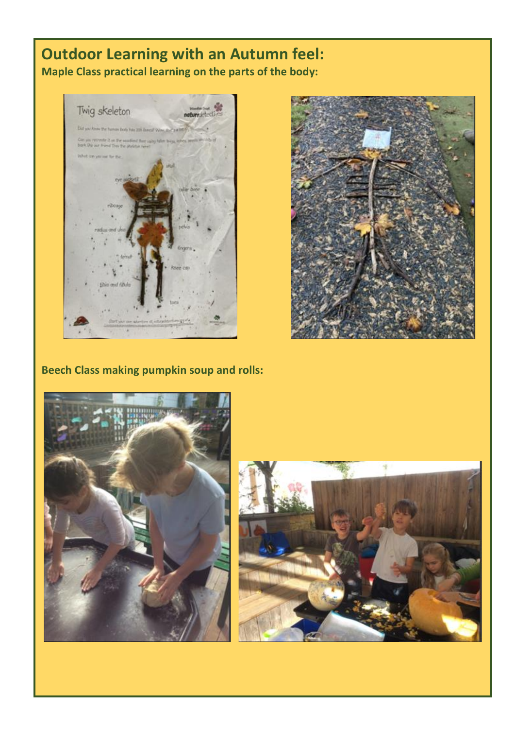## Outdoor Learning with an Autumn feel:

**Maple Class practical learning on the parts of the body:**

**Beech Class making pumpkin soup and rolls:**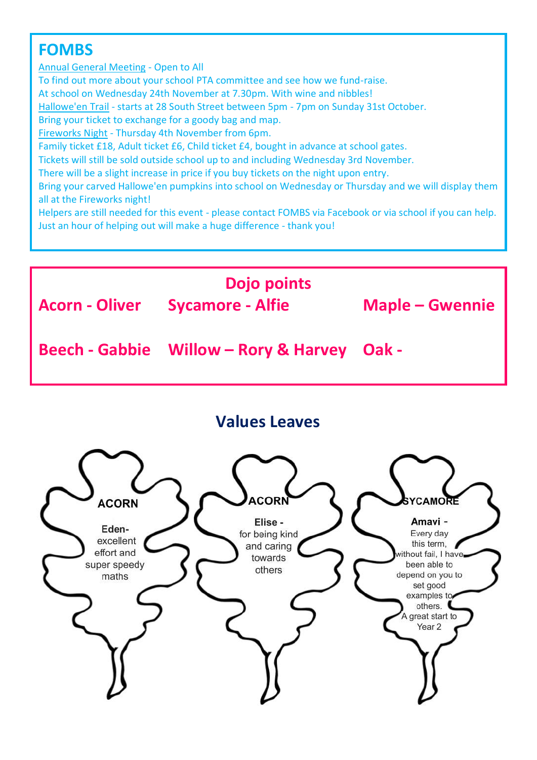## FOMBS

Annual General Meeting - Open to All
To find out more about your school PTA committee and see how we fund-raise.
At school on Wednesday 24th November at 7.30pm. With wine and nibbles!
Hallowe'en Trail - starts at 28 South Street between 5pm - 7pm on Sunday 31st October.
Bring your ticket to exchange for a goody bag and map.
Fireworks Night - Thursday 4th November from 6pm.
Family ticket £18, Adult ticket £6, Child ticket £4, bought in advance at school gates.
Tickets will still be sold outside school up to and including Wednesday 3rd November.
There will be a slight increase in price if you buy tickets on the night upon entry.
Bring your carved Hallowe'en pumpkins into school on Wednesday or Thursday and we will display them all at the Fireworks night!
Helpers are still needed for this event - please contact FOMBS via Facebook or via school if you can help.
Just an hour of helping out will make a huge difference - thank you!

## Dojo points

**Acorn - Oliver** **Sycamore - Alfie** **Maple – Gwennie**

**Beech - Gabbie** **Willow – Rory & Harvey** **Oak -**

## Values Leaves

**ACORN**

Eden- excellent effort and super speedy maths

**ACORN**

Elise - for being kind and caring towards others

**SYCAMORE**

Amavi - Every day this term, without fail, I have been able to depend on you to set good examples to others. A great start to Year 2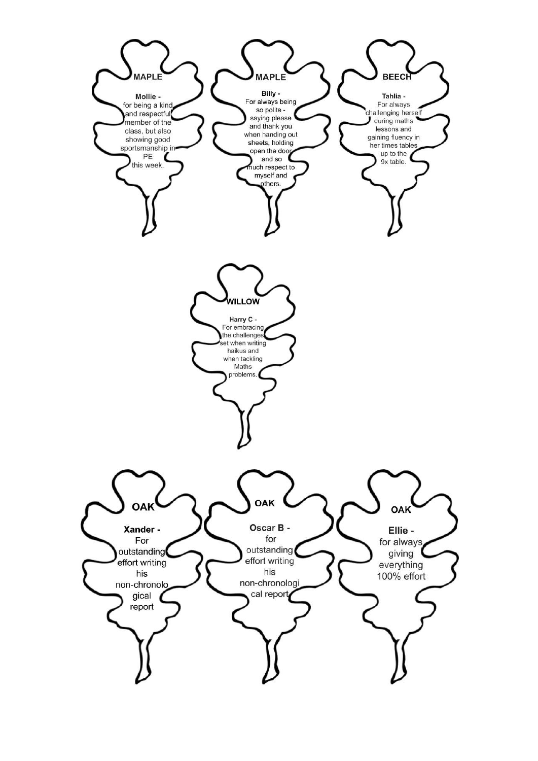**MAPLE**

**Mollie -**
for being a kind and respectful member of the class, but also showing good sportsmanship in PE this week.

**MAPLE**

**Billy -**
For always being so polite - saying please and thank you when handing out sheets, holding open the door and so much respect to myself and others.

**BEECH**

**Tahlia -**
For always challenging herself during maths lessons and gaining fluency in her times tables up to the 9x table.

**WILLOW**

**Harry C -**
For embracing the challenges set when writing haikus and when tackling Maths problems.

**OAK**

**Xander -**
For outstanding effort writing his non-chronological report

**OAK**

**Oscar B -**
for outstanding effort writing his non-chronological report

**OAK**

**Ellie -**
for always giving everything 100% effort